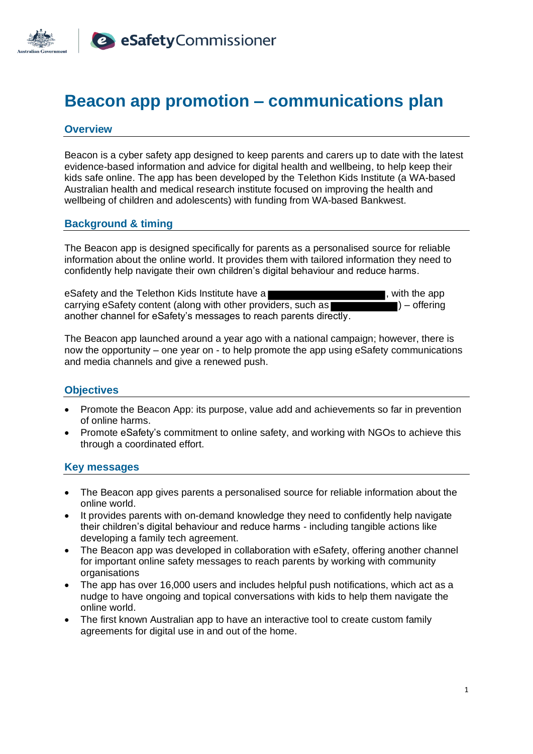# Beacon app promotion – communications plan

## Overview

Beacon is a cyber safety app designed to keep parents and carers up to date with the latest evidence-based information and advice for digital health and wellbeing, to help keep their kids safe online. The app has been developed by the Telethon Kids Institute (a WA-based Australian health and medical research institute focused on improving the health and wellbeing of children and adolescents) with funding from WA-based Bankwest.

## Background & timing

The Beacon app is designed specifically for parents as a personalised source for reliable information about the online world. It provides them with tailored information they need to confidently help navigate their own children's digital behaviour and reduce harms.

eSafety and the Telethon Kids Institute have a ██████████████████, with the app carrying eSafety content (along with other providers, such as ██████████) – offering another channel for eSafety's messages to reach parents directly.

The Beacon app launched around a year ago with a national campaign; however, there is now the opportunity – one year on - to help promote the app using eSafety communications and media channels and give a renewed push.

## Objectives

- Promote the Beacon App: its purpose, value add and achievements so far in prevention of online harms.
- Promote eSafety's commitment to online safety, and working with NGOs to achieve this through a coordinated effort.

## Key messages

- The Beacon app gives parents a personalised source for reliable information about the online world.
- It provides parents with on-demand knowledge they need to confidently help navigate their children's digital behaviour and reduce harms - including tangible actions like developing a family tech agreement.
- The Beacon app was developed in collaboration with eSafety, offering another channel for important online safety messages to reach parents by working with community organisations
- The app has over 16,000 users and includes helpful push notifications, which act as a nudge to have ongoing and topical conversations with kids to help them navigate the online world.
- The first known Australian app to have an interactive tool to create custom family agreements for digital use in and out of the home.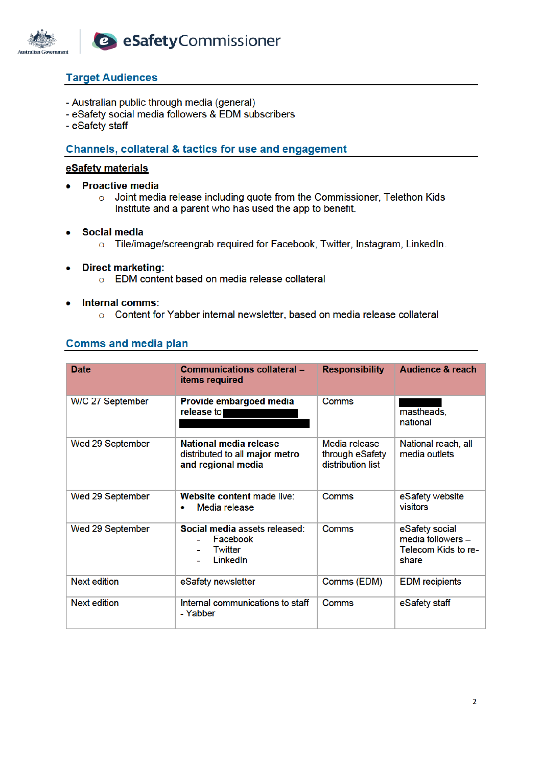## Target Audiences

- Australian public through media (general)
- eSafety social media followers & EDM subscribers
- eSafety staff

## Channels, collateral & tactics for use and engagement

**eSafety materials**

- **Proactive media**
  - Joint media release including quote from the Commissioner, Telethon Kids Institute and a parent who has used the app to benefit.
- **Social media**
  - Tile/image/screengrab required for Facebook, Twitter, Instagram, LinkedIn.
- **Direct marketing:**
  - EDM content based on media release collateral
- **Internal comms**:
  - Content for Yabber internal newsletter, based on media release collateral

## Comms and media plan

| Date | Communications collateral – items required | Responsibility | Audience & reach |
|---|---|---|---|
| W/C 27 September | **Provide embargoed media release** to [REDACTED] | Comms | [REDACTED] mastheads, national |
| Wed 29 September | **National media release** distributed to all **major metro and regional media** | Media release through eSafety distribution list | National reach, all media outlets |
| Wed 29 September | **Website content** made live:<br>• Media release | Comms | eSafety website visitors |
| Wed 29 September | **Social media** assets released:<br>- Facebook<br>- Twitter<br>- LinkedIn | Comms | eSafety social media followers – Telecom Kids to re-share |
| Next edition | eSafety newsletter | Comms (EDM) | EDM recipients |
| Next edition | Internal communications to staff - Yabber | Comms | eSafety staff |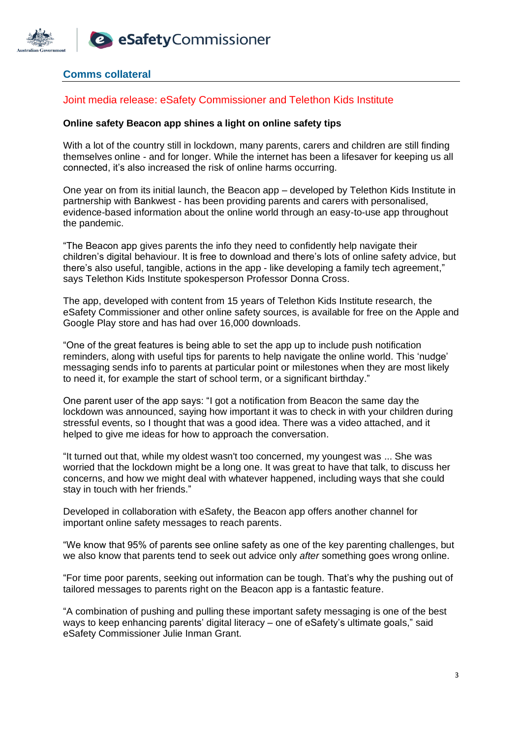## Comms collateral

### Joint media release: eSafety Commissioner and Telethon Kids Institute

**Online safety Beacon app shines a light on online safety tips**

With a lot of the country still in lockdown, many parents, carers and children are still finding themselves online - and for longer. While the internet has been a lifesaver for keeping us all connected, it's also increased the risk of online harms occurring.

One year on from its initial launch, the Beacon app – developed by Telethon Kids Institute in partnership with Bankwest - has been providing parents and carers with personalised, evidence-based information about the online world through an easy-to-use app throughout the pandemic.

"The Beacon app gives parents the info they need to confidently help navigate their children's digital behaviour. It is free to download and there's lots of online safety advice, but there's also useful, tangible, actions in the app - like developing a family tech agreement," says Telethon Kids Institute spokesperson Professor Donna Cross.

The app, developed with content from 15 years of Telethon Kids Institute research, the eSafety Commissioner and other online safety sources, is available for free on the Apple and Google Play store and has had over 16,000 downloads.

"One of the great features is being able to set the app up to include push notification reminders, along with useful tips for parents to help navigate the online world. This 'nudge' messaging sends info to parents at particular point or milestones when they are most likely to need it, for example the start of school term, or a significant birthday."

One parent user of the app says: "I got a notification from Beacon the same day the lockdown was announced, saying how important it was to check in with your children during stressful events, so I thought that was a good idea. There was a video attached, and it helped to give me ideas for how to approach the conversation.

"It turned out that, while my oldest wasn't too concerned, my youngest was ... She was worried that the lockdown might be a long one. It was great to have that talk, to discuss her concerns, and how we might deal with whatever happened, including ways that she could stay in touch with her friends."

Developed in collaboration with eSafety, the Beacon app offers another channel for important online safety messages to reach parents.

"We know that 95% of parents see online safety as one of the key parenting challenges, but we also know that parents tend to seek out advice only *after* something goes wrong online.

"For time poor parents, seeking out information can be tough. That's why the pushing out of tailored messages to parents right on the Beacon app is a fantastic feature.

"A combination of pushing and pulling these important safety messaging is one of the best ways to keep enhancing parents' digital literacy – one of eSafety's ultimate goals," said eSafety Commissioner Julie Inman Grant.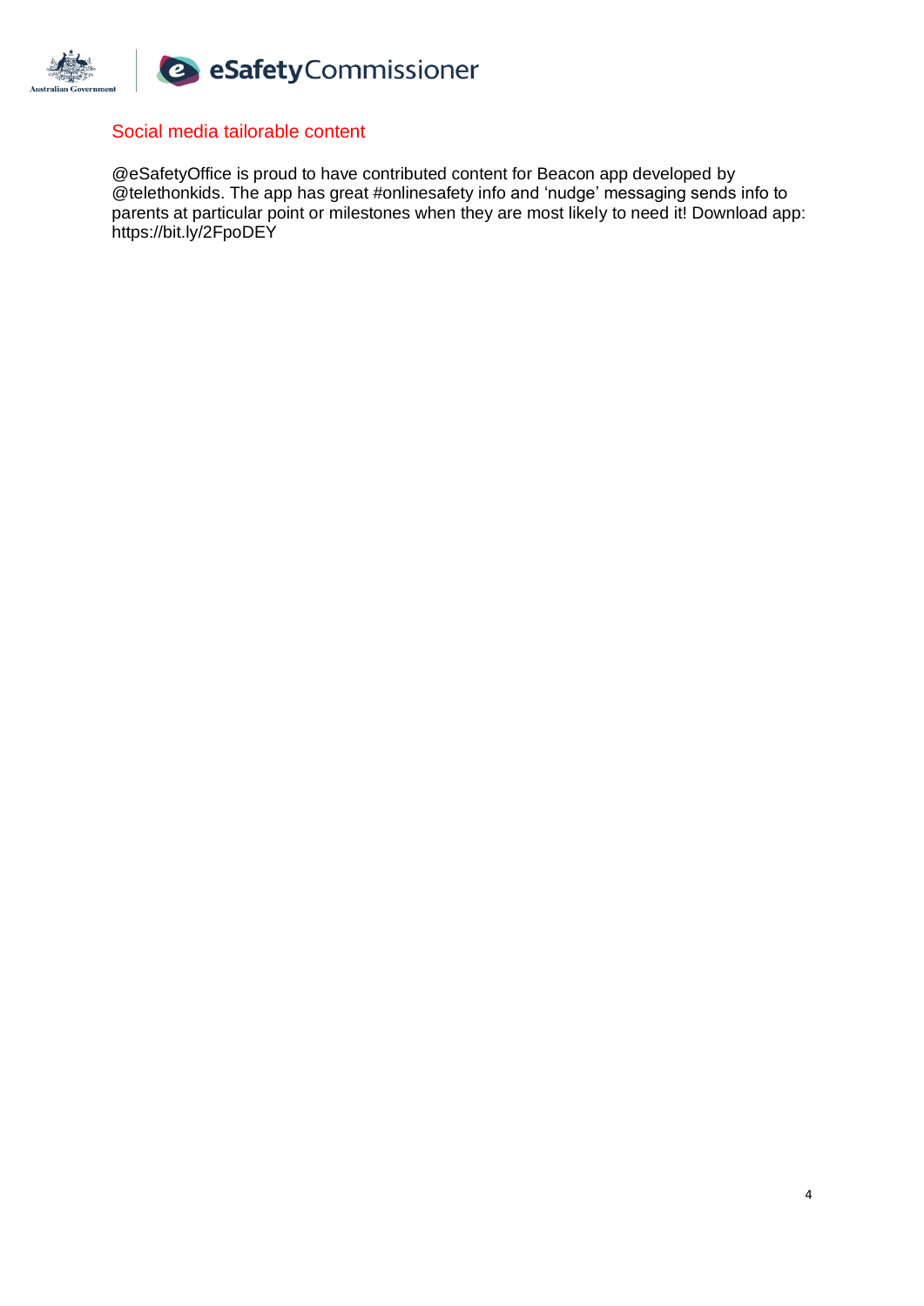## Social media tailorable content

@eSafetyOffice is proud to have contributed content for Beacon app developed by @telethonkids. The app has great #onlinesafety info and 'nudge' messaging sends info to parents at particular point or milestones when they are most likely to need it! Download app: https://bit.ly/2FpoDEY